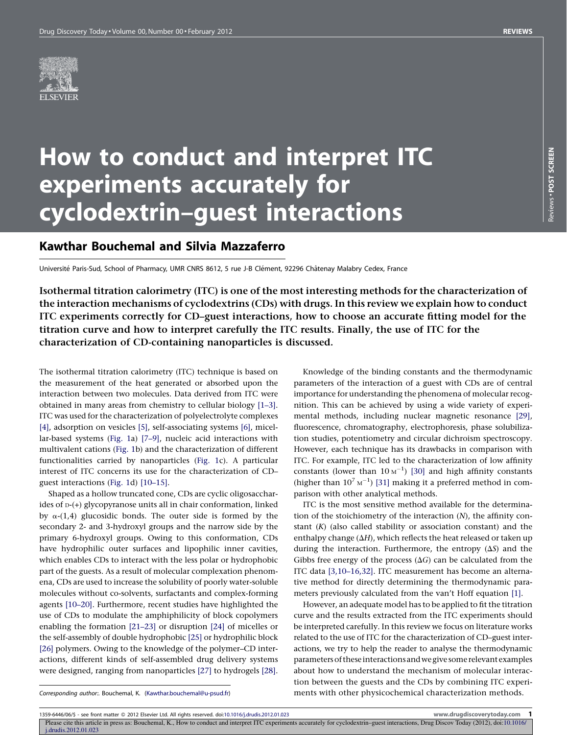# How to conduct and interpret ITC experiments accurately for cyclodextrin–guest interactions

## Kawthar Bouchemal and Silvia Mazzaferro

Université Paris-Sud, School of Pharmacy, UMR CNRS 8612, 5 rue J-B Clément, 92296 Châtenay Malabry Cedex, France

**Isothermal titration calorimetry (ITC) is one of the most interesting methods for the characterization of the interaction mechanisms of cyclodextrins (CDs) with drugs. In this review we explain how to conduct ITC experiments correctly for CD–guest interactions, how to choose an accurate fitting model for the titration curve and how to interpret carefully the ITC results. Finally, the use of ITC for the characterization of CD-containing nanoparticles is discussed.**

The isothermal titration calorimetry (ITC) technique is based on the measurement of the heat generated or absorbed upon the interaction between two molecules. Data derived from ITC were obtained in many areas from chemistry to cellular biology [1–3]. ITC was used for the characterization of polyelectrolyte complexes [4], adsorption on vesicles [5], self-associating systems [6], micellar-based systems (Fig. 1a) [7–9], nucleic acid interactions with multivalent cations (Fig. 1b) and the characterization of different functionalities carried by nanoparticles (Fig. 1c). A particular interest of ITC concerns its use for the characterization of CD–guest interactions (Fig. 1d) [10–15].

Shaped as a hollow truncated cone, CDs are cyclic oligosaccharides of D-(+) glycopyranose units all in chair conformation, linked by $\alpha$-(1,4) glucosidic bonds. The outer side is formed by the secondary 2- and 3-hydroxyl groups and the narrow side by the primary 6-hydroxyl groups. Owing to this conformation, CDs have hydrophilic outer surfaces and lipophilic inner cavities, which enables CDs to interact with the less polar or hydrophobic part of the guests. As a result of molecular complexation phenomena, CDs are used to increase the solubility of poorly water-soluble molecules without co-solvents, surfactants and complex-forming agents [10–20]. Furthermore, recent studies have highlighted the use of CDs to modulate the amphiphilicity of block copolymers enabling the formation [21–23] or disruption [24] of micelles or the self-assembly of double hydrophobic [25] or hydrophilic block [26] polymers. Owing to the knowledge of the polymer–CD interactions, different kinds of self-assembled drug delivery systems were designed, ranging from nanoparticles [27] to hydrogels [28].

Knowledge of the binding constants and the thermodynamic parameters of the interaction of a guest with CDs are of central importance for understanding the phenomena of molecular recognition. This can be achieved by using a wide variety of experimental methods, including nuclear magnetic resonance [29], fluorescence, chromatography, electrophoresis, phase solubilization studies, potentiometry and circular dichroism spectroscopy. However, each technique has its drawbacks in comparison with ITC. For example, ITC led to the characterization of low affinity constants (lower than $10\ \text{M}^{-1}$) [30] and high affinity constants (higher than $10^{7}\ \text{M}^{-1}$) [31] making it a preferred method in comparison with other analytical methods.

ITC is the most sensitive method available for the determination of the stoichiometry of the interaction ($N$), the affinity constant ($K$) (also called stability or association constant) and the enthalpy change ($\Delta H$), which reflects the heat released or taken up during the interaction. Furthermore, the entropy ($\Delta S$) and the Gibbs free energy of the process ($\Delta G$) can be calculated from the ITC data [3,10–16,32]. ITC measurement has become an alternative method for directly determining the thermodynamic parameters previously calculated from the van't Hoff equation [1].

However, an adequate model has to be applied to fit the titration curve and the results extracted from the ITC experiments should be interpreted carefully. In this review we focus on literature works related to the use of ITC for the characterization of CD–guest interactions, we try to help the reader to analyse the thermodynamic parameters of these interactions and we give some relevant examples about how to understand the mechanism of molecular interaction between the guests and the CDs by combining ITC experiments with other physicochemical characterization methods.

*Corresponding author:.* Bouchemal, K. (Kawthar.bouchemal@u-psud.fr)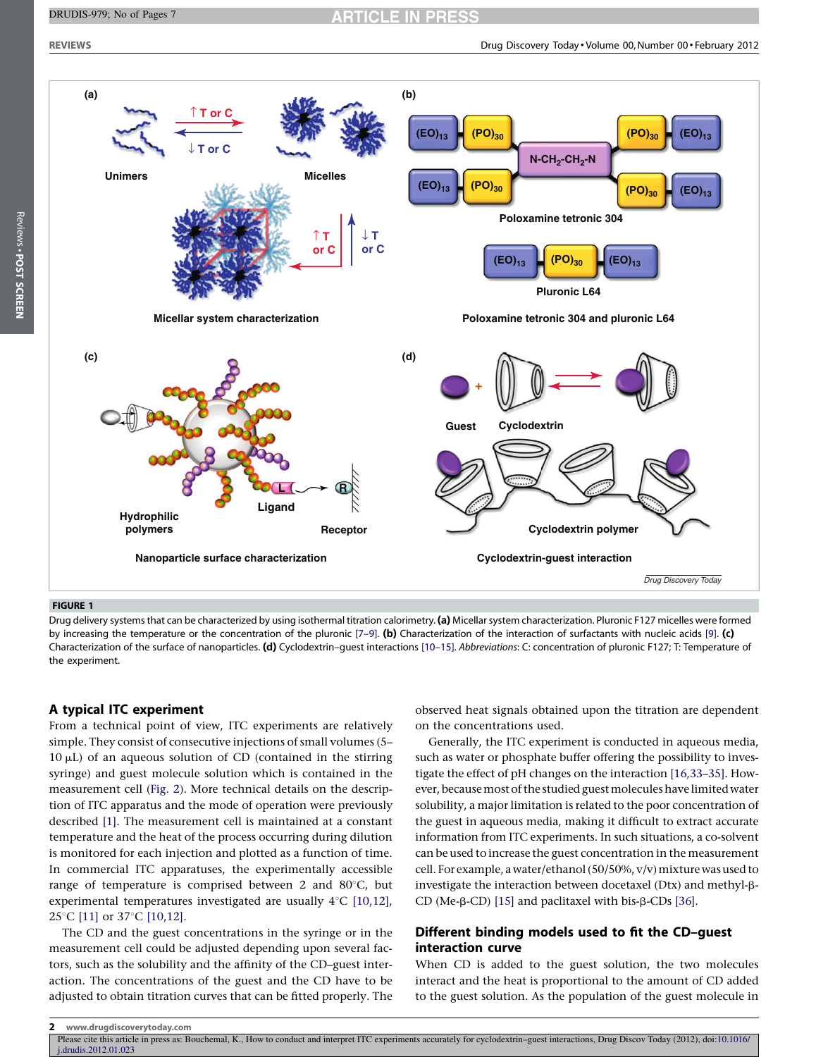FIGURE 1

Drug delivery systems that can be characterized by using isothermal titration calorimetry. **(a)** Micellar system characterization. Pluronic F127 micelles were formed by increasing the temperature or the concentration of the pluronic [7–9]. **(b)** Characterization of the interaction of surfactants with nucleic acids [9]. **(c)** Characterization of the surface of nanoparticles. **(d)** Cyclodextrin–guest interactions [10–15]. *Abbreviations*: C: concentration of pluronic F127; T: Temperature of the experiment.

## A typical ITC experiment

From a technical point of view, ITC experiments are relatively simple. They consist of consecutive injections of small volumes (5–10 μL) of an aqueous solution of CD (contained in the stirring syringe) and guest molecule solution which is contained in the measurement cell (Fig. 2). More technical details on the description of ITC apparatus and the mode of operation were previously described [1]. The measurement cell is maintained at a constant temperature and the heat of the process occurring during dilution is monitored for each injection and plotted as a function of time. In commercial ITC apparatuses, the experimentally accessible range of temperature is comprised between 2 and 80°C, but experimental temperatures investigated are usually 4°C [10,12], 25°C [11] or 37°C [10,12].

The CD and the guest concentrations in the syringe or in the measurement cell could be adjusted depending upon several factors, such as the solubility and the affinity of the CD–guest interaction. The concentrations of the guest and the CD have to be adjusted to obtain titration curves that can be fitted properly. The observed heat signals obtained upon the titration are dependent on the concentrations used.

Generally, the ITC experiment is conducted in aqueous media, such as water or phosphate buffer offering the possibility to investigate the effect of pH changes on the interaction [16,33–35]. However, because most of the studied guest molecules have limited water solubility, a major limitation is related to the poor concentration of the guest in aqueous media, making it difficult to extract accurate information from ITC experiments. In such situations, a co-solvent can be used to increase the guest concentration in the measurement cell. For example, a water/ethanol (50/50%, v/v) mixture was used to investigate the interaction between docetaxel (Dtx) and methyl-β-CD (Me-β-CD) [15] and paclitaxel with bis-β-CDs [36].

## Different binding models used to fit the CD–guest interaction curve

When CD is added to the guest solution, the two molecules interact and the heat is proportional to the amount of CD added to the guest solution. As the population of the guest molecule in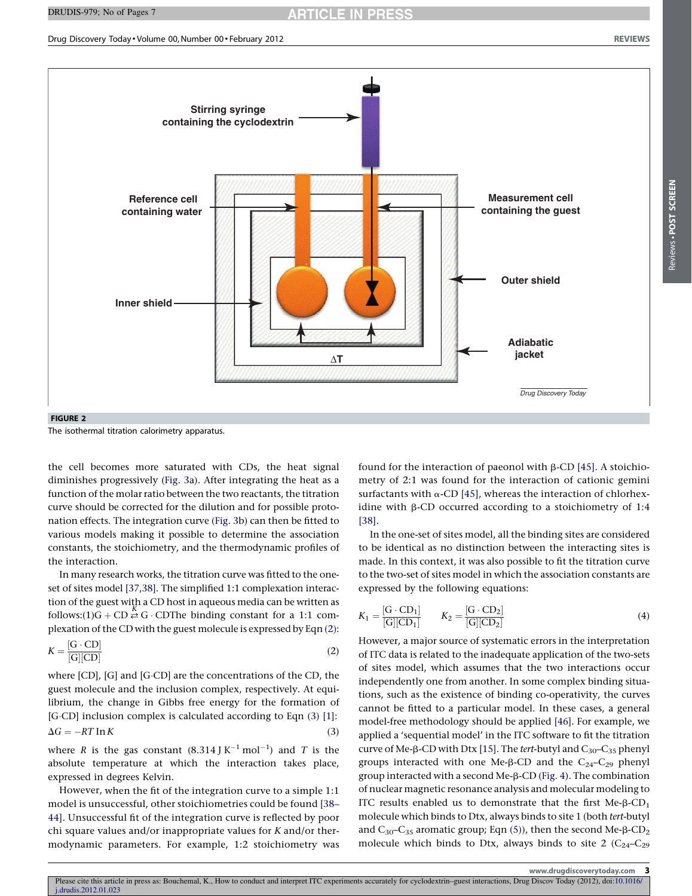FIGURE 2

The isothermal titration calorimetry apparatus.

the cell becomes more saturated with CDs, the heat signal diminishes progressively (Fig. 3a). After integrating the heat as a function of the molar ratio between the two reactants, the titration curve should be corrected for the dilution and for possible protonation effects. The integration curve (Fig. 3b) can then be fitted to various models making it possible to determine the association constants, the stoichiometry, and the thermodynamic profiles of the interaction.

In many research works, the titration curve was fitted to the one-set of sites model [37,38]. The simplified 1:1 complexation interaction of the guest with a CD host in aqueous media can be written as follows:

$$\mathrm{G} + \mathrm{CD} \overset{K}{\rightleftarrows} \mathrm{G \cdot CD} \quad (1)$$

The binding constant for a 1:1 complexation of the CD with the guest molecule is expressed by Eqn (2):

$$K = \frac{[\mathrm{G \cdot CD}]}{[\mathrm{G}][\mathrm{CD}]} \quad (2)$$

where [CD], [G] and [G·CD] are the concentrations of the CD, the guest molecule and the inclusion complex, respectively. At equilibrium, the change in Gibbs free energy for the formation of [G·CD] inclusion complex is calculated according to Eqn (3) [1]:

$$\Delta G = -RT \ln K \quad (3)$$

where $R$ is the gas constant (8.314 J $\mathrm{K^{-1}\,mol^{-1}}$) and $T$ is the absolute temperature at which the interaction takes place, expressed in degrees Kelvin.

However, when the fit of the integration curve to a simple 1:1 model is unsuccessful, other stoichiometries could be found [38–44]. Unsuccessful fit of the integration curve is reflected by poor chi square values and/or inappropriate values for $K$ and/or thermodynamic parameters. For example, 1:2 stoichiometry was found for the interaction of paeonol with β-CD [45]. A stoichiometry of 2:1 was found for the interaction of cationic gemini surfactants with α-CD [45], whereas the interaction of chlorhexidine with β-CD occurred according to a stoichiometry of 1:4 [38].

In the one-set of sites model, all the binding sites are considered to be identical as no distinction between the interacting sites is made. In this context, it was also possible to fit the titration curve to the two-set of sites model in which the association constants are expressed by the following equations:

$$K_1 = \frac{[\mathrm{G \cdot CD_1}]}{[\mathrm{G}][\mathrm{CD_1}]} \qquad K_2 = \frac{[\mathrm{G \cdot CD_2}]}{[\mathrm{G}][\mathrm{CD_2}]} \quad (4)$$

However, a major source of systematic errors in the interpretation of ITC data is related to the inadequate application of the two-sets of sites model, which assumes that the two interactions occur independently one from another. In some complex binding situations, such as the existence of binding co-operativity, the curves cannot be fitted to a particular model. In these cases, a general model-free methodology should be applied [46]. For example, we applied a 'sequential model' in the ITC software to fit the titration curve of Me-β-CD with Dtx [15]. The *tert*-butyl and $C_{30}$–$C_{35}$ phenyl groups interacted with one Me-β-CD and the $C_{24}$–$C_{29}$ phenyl group interacted with a second Me-β-CD (Fig. 4). The combination of nuclear magnetic resonance analysis and molecular modeling to ITC results enabled us to demonstrate that the first Me-β-$CD_1$ molecule which binds to Dtx, always binds to site 1 (both *tert*-butyl and $C_{30}$–$C_{35}$ aromatic group; Eqn (5)), then the second Me-β-$CD_2$ molecule which binds to Dtx, always binds to site 2 ($C_{24}$–$C_{29}$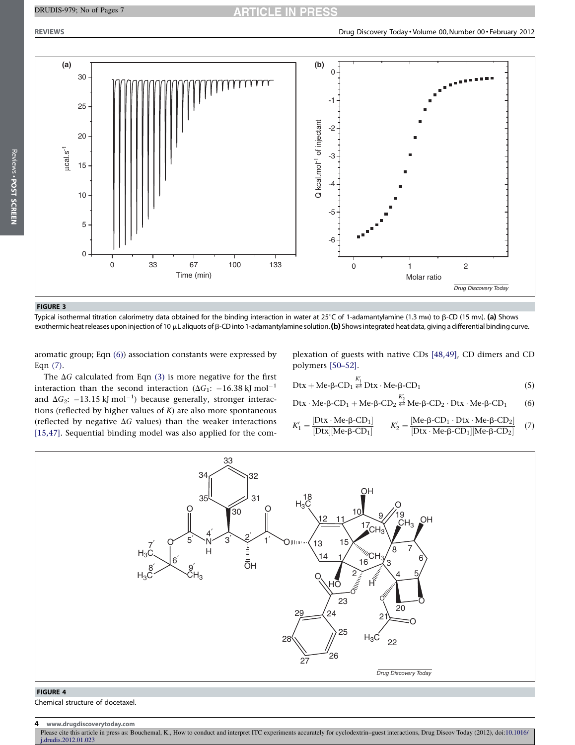FIGURE 3

Typical isothermal titration calorimetry data obtained for the binding interaction in water at 25°C of 1-adamantylamine (1.3 mM) to β-CD (15 mM). **(a)** Shows exothermic heat releases upon injection of 10 μL aliquots of β-CD into 1-adamantylamine solution. **(b)** Shows integrated heat data, giving a differential binding curve.

aromatic group; Eqn (6)) association constants were expressed by Eqn (7).

The $\Delta G$ calculated from Eqn (3) is more negative for the first interaction than the second interaction ($\Delta G_1$: $-16.38$ kJ mol$^{-1}$ and $\Delta G_2$: $-13.15$ kJ mol$^{-1}$) because generally, stronger interactions (reflected by higher values of $K$) are also more spontaneous (reflected by negative $\Delta G$ values) than the weaker interactions [15,47]. Sequential binding model was also applied for the complexation of guests with native CDs [48,49], CD dimers and CD polymers [50–52].

$$\text{Dtx} + \text{Me-}\beta\text{-CD}_1 \overset{K'_1}{\rightleftarrows} \text{Dtx} \cdot \text{Me-}\beta\text{-CD}_1 \quad (5)$$

$$\text{Dtx} \cdot \text{Me-}\beta\text{-CD}_1 + \text{Me-}\beta\text{-CD}_2 \overset{K'_2}{\rightleftarrows} \text{Me-}\beta\text{-CD}_2 \cdot \text{Dtx} \cdot \text{Me-}\beta\text{-CD}_1 \quad (6)$$

$$K'_1 = \frac{[\text{Dtx} \cdot \text{Me-}\beta\text{-CD}_1]}{[\text{Dtx}][\text{Me-}\beta\text{-CD}_1]} \qquad K'_2 = \frac{[\text{Me-}\beta\text{-CD}_1 \cdot \text{Dtx} \cdot \text{Me-}\beta\text{-CD}_2]}{[\text{Dtx} \cdot \text{Me-}\beta\text{-CD}_1][\text{Me-}\beta\text{-CD}_2]} \quad (7)$$

FIGURE 4

Chemical structure of docetaxel.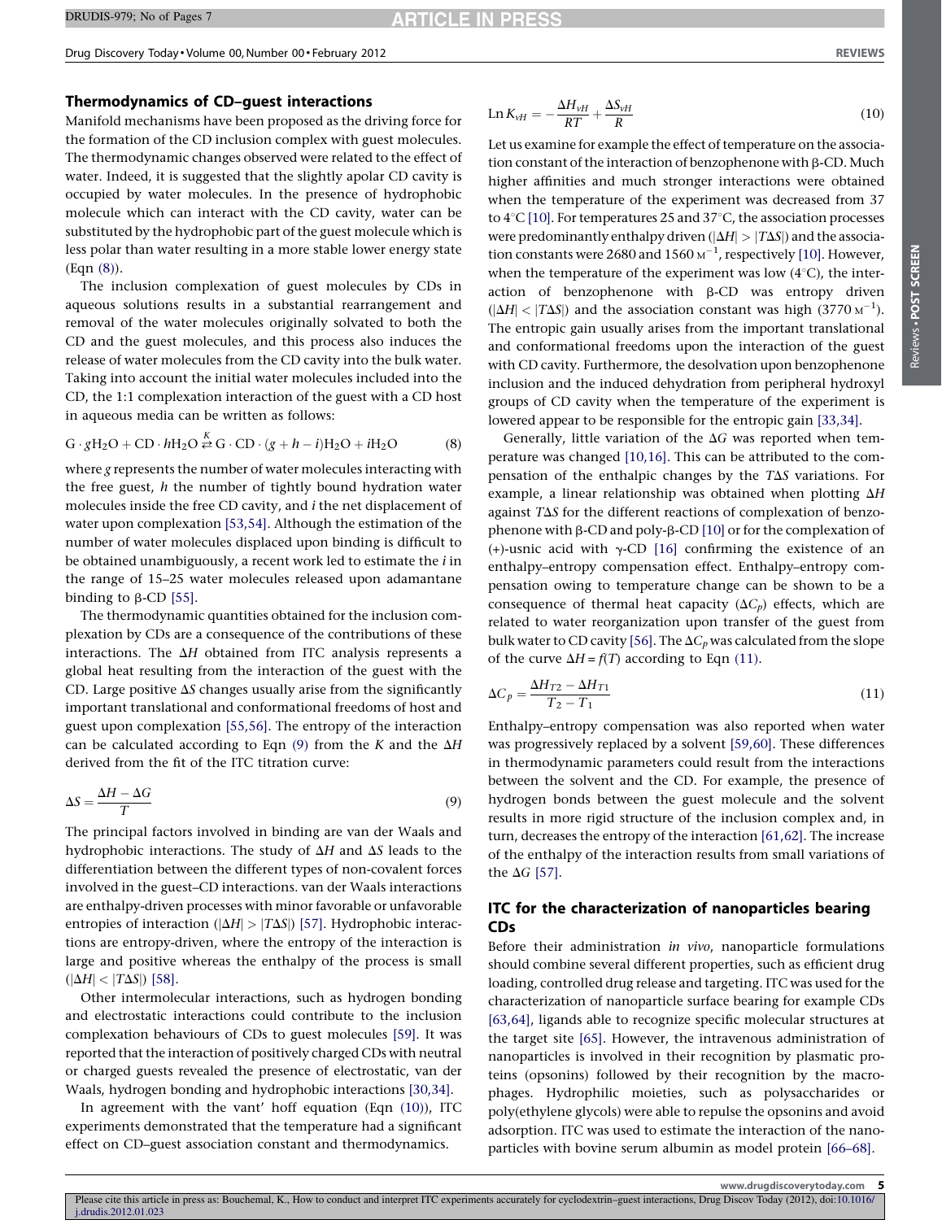## Thermodynamics of CD–guest interactions

Manifold mechanisms have been proposed as the driving force for the formation of the CD inclusion complex with guest molecules. The thermodynamic changes observed were related to the effect of water. Indeed, it is suggested that the slightly apolar CD cavity is occupied by water molecules. In the presence of hydrophobic molecule which can interact with the CD cavity, water can be substituted by the hydrophobic part of the guest molecule which is less polar than water resulting in a more stable lower energy state (Eqn (8)).

The inclusion complexation of guest molecules by CDs in aqueous solutions results in a substantial rearrangement and removal of the water molecules originally solvated to both the CD and the guest molecules, and this process also induces the release of water molecules from the CD cavity into the bulk water. Taking into account the initial water molecules included into the CD, the 1:1 complexation interaction of the guest with a CD host in aqueous media can be written as follows:

$$\mathrm{G} \cdot g\mathrm{H_2O} + \mathrm{CD} \cdot h\mathrm{H_2O} \overset{K}{\rightleftarrows} \mathrm{G} \cdot \mathrm{CD} \cdot (g+h-i)\mathrm{H_2O} + i\mathrm{H_2O} \tag{8}$$

where $g$ represents the number of water molecules interacting with the free guest, $h$ the number of tightly bound hydration water molecules inside the free CD cavity, and $i$ the net displacement of water upon complexation [53,54]. Although the estimation of the number of water molecules displaced upon binding is difficult to be obtained unambiguously, a recent work led to estimate the $i$ in the range of 15–25 water molecules released upon adamantane binding to β-CD [55].

The thermodynamic quantities obtained for the inclusion complexation by CDs are a consequence of the contributions of these interactions. The $\Delta H$ obtained from ITC analysis represents a global heat resulting from the interaction of the guest with the CD. Large positive $\Delta S$ changes usually arise from the significantly important translational and conformational freedoms of host and guest upon complexation [55,56]. The entropy of the interaction can be calculated according to Eqn (9) from the $K$ and the $\Delta H$ derived from the fit of the ITC titration curve:

$$\Delta S = \frac{\Delta H - \Delta G}{T} \tag{9}$$

The principal factors involved in binding are van der Waals and hydrophobic interactions. The study of $\Delta H$ and $\Delta S$ leads to the differentiation between the different types of non-covalent forces involved in the guest–CD interactions. van der Waals interactions are enthalpy-driven processes with minor favorable or unfavorable entropies of interaction ($|\Delta H| > |T\Delta S|$) [57]. Hydrophobic interactions are entropy-driven, where the entropy of the interaction is large and positive whereas the enthalpy of the process is small ($|\Delta H| < |T\Delta S|$) [58].

Other intermolecular interactions, such as hydrogen bonding and electrostatic interactions could contribute to the inclusion complexation behaviours of CDs to guest molecules [59]. It was reported that the interaction of positively charged CDs with neutral or charged guests revealed the presence of electrostatic, van der Waals, hydrogen bonding and hydrophobic interactions [30,34].

In agreement with the vant' hoff equation (Eqn (10)), ITC experiments demonstrated that the temperature had a significant effect on CD–guest association constant and thermodynamics.

$$\mathrm{Ln}\, K_{vH} = -\frac{\Delta H_{vH}}{RT} + \frac{\Delta S_{vH}}{R} \tag{10}$$

Let us examine for example the effect of temperature on the association constant of the interaction of benzophenone with β-CD. Much higher affinities and much stronger interactions were obtained when the temperature of the experiment was decreased from 37 to 4°C [10]. For temperatures 25 and 37°C, the association processes were predominantly enthalpy driven ($|\Delta H| > |T\Delta S|$) and the association constants were 2680 and 1560 $\mathrm{M}^{-1}$, respectively [10]. However, when the temperature of the experiment was low (4°C), the interaction of benzophenone with β-CD was entropy driven ($|\Delta H| < |T\Delta S|$) and the association constant was high (3770 $\mathrm{M}^{-1}$). The entropic gain usually arises from the important translational and conformational freedoms upon the interaction of the guest with CD cavity. Furthermore, the desolvation upon benzophenone inclusion and the induced dehydration from peripheral hydroxyl groups of CD cavity when the temperature of the experiment is lowered appear to be responsible for the entropic gain [33,34].

Generally, little variation of the $\Delta G$ was reported when temperature was changed [10,16]. This can be attributed to the compensation of the enthalpic changes by the $T\Delta S$ variations. For example, a linear relationship was obtained when plotting $\Delta H$ against $T\Delta S$ for the different reactions of complexation of benzophenone with β-CD and poly-β-CD [10] or for the complexation of (+)-usnic acid with γ-CD [16] confirming the existence of an enthalpy–entropy compensation effect. Enthalpy–entropy compensation owing to temperature change can be shown to be a consequence of thermal heat capacity ($\Delta C_p$) effects, which are related to water reorganization upon transfer of the guest from bulk water to CD cavity [56]. The $\Delta C_p$ was calculated from the slope of the curve $\Delta H = f(T)$ according to Eqn (11).

$$\Delta C_p = \frac{\Delta H_{T2} - \Delta H_{T1}}{T_2 - T_1} \tag{11}$$

Enthalpy–entropy compensation was also reported when water was progressively replaced by a solvent [59,60]. These differences in thermodynamic parameters could result from the interactions between the solvent and the CD. For example, the presence of hydrogen bonds between the guest molecule and the solvent results in more rigid structure of the inclusion complex and, in turn, decreases the entropy of the interaction [61,62]. The increase of the enthalpy of the interaction results from small variations of the $\Delta G$ [57].

## ITC for the characterization of nanoparticles bearing CDs

Before their administration *in vivo*, nanoparticle formulations should combine several different properties, such as efficient drug loading, controlled drug release and targeting. ITC was used for the characterization of nanoparticle surface bearing for example CDs [63,64], ligands able to recognize specific molecular structures at the target site [65]. However, the intravenous administration of nanoparticles is involved in their recognition by plasmatic proteins (opsonins) followed by their recognition by the macrophages. Hydrophilic moieties, such as polysaccharides or poly(ethylene glycols) were able to repulse the opsonins and avoid adsorption. ITC was used to estimate the interaction of the nanoparticles with bovine serum albumin as model protein [66–68].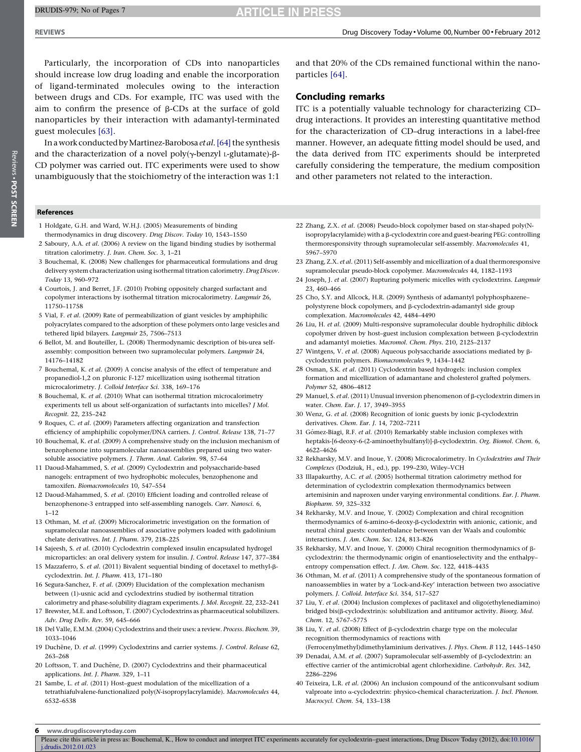Particularly, the incorporation of CDs into nanoparticles should increase low drug loading and enable the incorporation of ligand-terminated molecules owing to the interaction between drugs and CDs. For example, ITC was used with the aim to confirm the presence of β-CDs at the surface of gold nanoparticles by their interaction with adamantyl-terminated guest molecules [63].

In a work conducted by Martinez-Barobosa *et al.* [64] the synthesis and the characterization of a novel poly(γ-benzyl L-glutamate)-β-CD polymer was carried out. ITC experiments were used to show unambiguously that the stoichiometry of the interaction was 1:1 and that 20% of the CDs remained functional within the nanoparticles [64].

## Concluding remarks

ITC is a potentially valuable technology for characterizing CD–drug interactions. It provides an interesting quantitative method for the characterization of CD–drug interactions in a label-free manner. However, an adequate fitting model should be used, and the data derived from ITC experiments should be interpreted carefully considering the temperature, the medium composition and other parameters not related to the interaction.

## References

1 Holdgate, G.H. and Ward, W.H.J. (2005) Measurements of binding thermodynamics in drug discovery. *Drug Discov. Today* 10, 1543–1550

2 Saboury, A.A. *et al.* (2006) A review on the ligand binding studies by isothermal titration calorimetry. *J. Iran. Chem. Soc.* 3, 1–21

3 Bouchemal, K. (2008) New challenges for pharmaceutical formulations and drug delivery system characterization using isothermal titration calorimetry. *Drug Discov. Today* 13, 960–972

4 Courtois, J. and Berret, J.F. (2010) Probing oppositely charged surfactant and copolymer interactions by isothermal titration microcalorimetry. *Langmuir* 26, 11750–11758

5 Vial, F. *et al.* (2009) Rate of permeabilization of giant vesicles by amphiphilic polyacrylates compared to the adsorption of these polymers onto large vesicles and tethered lipid bilayers. *Langmuir* 25, 7506–7513

6 Bellot, M. and Bouteiller, L. (2008) Thermodynamic description of bis-urea self-assembly: composition between two supramolecular polymers. *Langmuir* 24, 14176–14182

7 Bouchemal, K. *et al.* (2009) A concise analysis of the effect of temperature and propanediol-1,2 on pluronic F-127 micellization using isothermal titration microcalorimetry. *J. Colloid Interface Sci.* 338, 169–176

8 Bouchemal, K. *et al.* (2010) What can isothermal titration microcalorimetry experiments tell us about self-organization of surfactants into micelles? *J Mol. Recognit.* 22, 235–242

9 Roques, C. *et al.* (2009) Parameters affecting organization and transfection efficiency of amphiphilic copolymer/DNA carriers. *J. Control. Release* 138, 71–77

10 Bouchemal, K. *et al.* (2009) A comprehensive study on the inclusion mechanism of benzophenone into supramolecular nanoassemblies prepared using two water-soluble associative polymers. *J. Therm. Anal. Calorim.* 98, 57–64

11 Daoud-Mahammed, S. *et al.* (2009) Cyclodextrin and polysaccharide-based nanogels: entrapment of two hydrophobic molecules, benzophenone and tamoxifen. *Biomacromolecules* 10, 547–554

12 Daoud-Mahammed, S. *et al.* (2010) Efficient loading and controlled release of benzophenone-3 entrapped into self-assembling nanogels. *Curr. Nanosci.* 6, 1–12

13 Othman, M. *et al.* (2009) Microcalorimetric investigation on the formation of supramolecular nanoassemblies of associative polymers loaded with gadolinium chelate derivatives. *Int. J. Pharm.* 379, 218–225

14 Sajeesh, S. *et al.* (2010) Cyclodextrin complexed insulin encapsulated hydrogel microparticles: an oral delivery system for insulin. *J. Control. Release* 147, 377–384

15 Mazzaferro, S. *et al.* (2011) Bivalent sequential binding of docetaxel to methyl-β-cyclodextrin. *Int. J. Pharm.* 413, 171–180

16 Segura-Sanchez, F. *et al.* (2009) Elucidation of the complexation mechanism between (1)-usnic acid and cyclodextrins studied by isothermal titration calorimetry and phase-solubility diagram experiments. *J. Mol. Recognit.* 22, 232–241

17 Brewster, M.E. and Loftsson, T. (2007) Cyclodextrins as pharmaceutical solubilizers. *Adv. Drug Deliv. Rev.* 59, 645–666

18 Del Valle, E.M.M. (2004) Cyclodextrins and their uses: a review. *Process. Biochem.* 39, 1033–1046

19 Duchêne, D. *et al.* (1999) Cyclodextrins and carrier systems. *J. Control. Release* 62, 263–268

20 Loftsson, T. and Duchêne, D. (2007) Cyclodextrins and their pharmaceutical applications. *Int. J. Pharm.* 329, 1–11

21 Sambe, L. *et al.* (2011) Host–guest modulation of the micellization of a tetrathiafulvalene-functionalized poly(N-isopropylacrylamide). *Macromolecules* 44, 6532–6538

22 Zhang, Z.X. *et al.* (2008) Pseudo-block copolymer based on star-shaped poly(N-isopropylacrylamide) with a β-cyclodextrin core and guest-bearing PEG: controlling thermoresponsivity through supramolecular self-assembly. *Macromolecules* 41, 5967–5970

23 Zhang, Z.X. *et al.* (2011) Self-assembly and micellization of a dual thermoresponsive supramolecular pseudo-block copolymer. *Macromolecules* 44, 1182–1193

24 Joseph, J. *et al.* (2007) Rupturing polymeric micelles with cyclodextrins. *Langmuir* 23, 460–466

25 Cho, S.Y. and Allcock, H.R. (2009) Synthesis of adamantyl polyphosphazene–polystyrene block copolymers, and β-cyclodextrin-adamantyl side group complexation. *Macromolecules* 42, 4484–4490

26 Liu, H. *et al.* (2009) Multi-responsive supramolecular double hydrophilic diblock copolymer driven by host–guest inclusion complexation between β-cyclodextrin and adamantyl moieties. *Macromol. Chem. Phys.* 210, 2125–2137

27 Wintgens, V. *et al.* (2008) Aqueous polysaccharide associations mediated by β-cyclodextrin polymers. *Biomacromolecules* 9, 1434–1442

28 Osman, S.K. *et al.* (2011) Cyclodextrin based hydrogels: inclusion complex formation and micellization of adamantane and cholesterol grafted polymers. *Polymer* 52, 4806–4812

29 Manuel, S. *et al.* (2011) Unusual inversion phenomenon of β-cyclodextrin dimers in water. *Chem. Eur. J.* 17, 3949–3955

30 Wenz, G. *et al.* (2008) Recognition of ionic guests by ionic β-cyclodextrin derivatives. *Chem. Eur. J.* 14, 7202–7211

31 Gómez-Biagi, R.F. *et al.* (2010) Remarkably stable inclusion complexes with heptakis-[6-deoxy-6-(2-aminoethylsulfanyl)]-β-cyclodextrin. *Org. Biomol. Chem.* 6, 4622–4626

32 Rekharsky, M.V. and Inoue, Y. (2008) Microcalorimetry. In *Cyclodextrins and Their Complexes* (Dodziuk, H., ed.), pp. 199–230, Wiley–VCH

33 Illapakurthy, A.C. *et al.* (2005) Isothermal titration calorimetry method for determination of cyclodextrin complexation thermodynamics between artemisinin and naproxen under varying environmental conditions. *Eur. J. Pharm. Biopharm.* 59, 325–332

34 Rekharsky, M.V. and Inoue, Y. (2002) Complexation and chiral recognition thermodynamics of 6-amino-6-deoxy-β-cyclodextrin with anionic, cationic, and neutral chiral guests: counterbalance between van der Waals and coulombic interactions. *J. Am. Chem. Soc.* 124, 813–826

35 Rekharsky, M.V. and Inoue, Y. (2000) Chiral recognition thermodynamics of β-cyclodextrin: the thermodynamic origin of enantioselectivity and the enthalpy–entropy compensation effect. *J. Am. Chem. Soc.* 122, 4418–4435

36 Othman, M. *et al.* (2011) A comprehensive study of the spontaneous formation of nanoassemblies in water by a 'Lock-and-Key' interaction between two associative polymers. *J. Colloid. Interface Sci.* 354, 517–527

37 Liu, Y. *et al.* (2004) Inclusion complexes of paclitaxel and oligo(ethylenediamino) bridged bis(β-cyclodextrin)s: solubilization and antitumor activity. *Bioorg. Med. Chem.* 12, 5767–5775

38 Liu, Y. *et al.* (2008) Effect of β-cyclodextrin charge type on the molecular recognition thermodynamics of reactions with (Ferrocenylmethyl)dimethylaminium derivatives. *J. Phys. Chem. B* 112, 1445–1450

39 Denadai, A.M. *et al.* (2007) Supramolecular self-assembly of β-cyclodextrin: an effective carrier of the antimicrobial agent chlorhexidine. *Carbohydr. Res.* 342, 2286–2296

40 Teixeira, L.R. *et al.* (2006) An inclusion compound of the anticonvulsant sodium valproate into α-cyclodextrin: physico-chemical characterization. *J. Incl. Phenom. Macrocycl. Chem.* 54, 133–138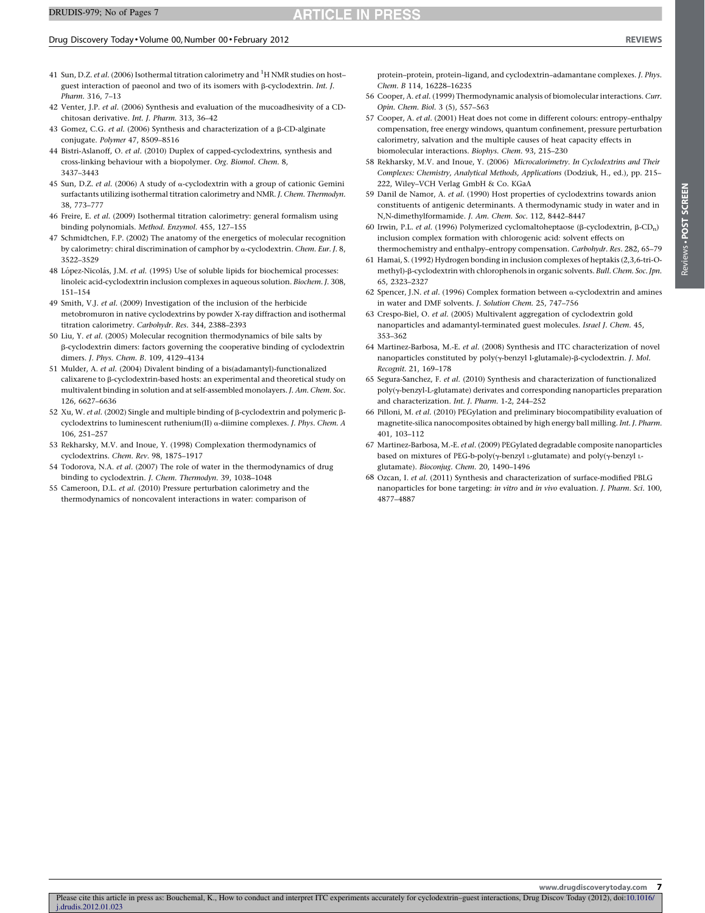41 Sun, D.Z. *et al*. (2006) Isothermal titration calorimetry and $^{1}$H NMR studies on host–guest interaction of paeonol and two of its isomers with β-cyclodextrin. *Int. J. Pharm.* 316, 7–13

42 Venter, J.P. *et al*. (2006) Synthesis and evaluation of the mucoadhesivity of a CD-chitosan derivative. *Int. J. Pharm.* 313, 36–42

43 Gomez, C.G. *et al*. (2006) Synthesis and characterization of a β-CD-alginate conjugate. *Polymer* 47, 8509–8516

44 Bistri-Aslanoff, O. *et al*. (2010) Duplex of capped-cyclodextrins, synthesis and cross-linking behaviour with a biopolymer. *Org. Biomol. Chem.* 8, 3437–3443

45 Sun, D.Z. *et al*. (2006) A study of α-cyclodextrin with a group of cationic Gemini surfactants utilizing isothermal titration calorimetry and NMR. *J. Chem. Thermodyn.* 38, 773–777

46 Freire, E. *et al*. (2009) Isothermal titration calorimetry: general formalism using binding polynomials. *Method. Enzymol.* 455, 127–155

47 Schmidtchen, F.P. (2002) The anatomy of the energetics of molecular recognition by calorimetry: chiral discrimination of camphor by α-cyclodextrin. *Chem. Eur. J.* 8, 3522–3529

48 López-Nicolás, J.M. *et al*. (1995) Use of soluble lipids for biochemical processes: linoleic acid-cyclodextrin inclusion complexes in aqueous solution. *Biochem. J.* 308, 151–154

49 Smith, V.J. *et al*. (2009) Investigation of the inclusion of the herbicide metobromuron in native cyclodextrins by powder X-ray diffraction and isothermal titration calorimetry. *Carbohydr. Res.* 344, 2388–2393

50 Liu, Y. *et al*. (2005) Molecular recognition thermodynamics of bile salts by β-cyclodextrin dimers: factors governing the cooperative binding of cyclodextrin dimers. *J. Phys. Chem. B.* 109, 4129–4134

51 Mulder, A. *et al*. (2004) Divalent binding of a bis(adamantyl)-functionalized calixarene to β-cyclodextrin-based hosts: an experimental and theoretical study on multivalent binding in solution and at self-assembled monolayers. *J. Am. Chem. Soc.* 126, 6627–6636

52 Xu, W. *et al*. (2002) Single and multiple binding of β-cyclodextrin and polymeric β-cyclodextrins to luminescent ruthenium(II) α-diimine complexes. *J. Phys. Chem. A* 106, 251–257

53 Rekharsky, M.V. and Inoue, Y. (1998) Complexation thermodynamics of cyclodextrins. *Chem. Rev.* 98, 1875–1917

54 Todorova, N.A. *et al*. (2007) The role of water in the thermodynamics of drug binding to cyclodextrin. *J. Chem. Thermodyn.* 39, 1038–1048

55 Cameroon, D.L. *et al*. (2010) Pressure perturbation calorimetry and the thermodynamics of noncovalent interactions in water: comparison of protein–protein, protein–ligand, and cyclodextrin–adamantane complexes. *J. Phys. Chem. B* 114, 16228–16235

56 Cooper, A. *et al*. (1999) Thermodynamic analysis of biomolecular interactions. *Curr. Opin. Chem. Biol.* 3 (5), 557–563

57 Cooper, A. *et al*. (2001) Heat does not come in different colours: entropy–enthalpy compensation, free energy windows, quantum confinement, pressure perturbation calorimetry, salvation and the multiple causes of heat capacity effects in biomolecular interactions. *Biophys. Chem.* 93, 215–230

58 Rekharsky, M.V. and Inoue, Y. (2006) *Microcalorimetry. In Cyclodextrins and Their Complexes: Chemistry, Analytical Methods, Applications* (Dodziuk, H., ed.), pp. 215–222, Wiley–VCH Verlag GmbH & Co. KGaA

59 Danil de Namor, A. *et al*. (1990) Host properties of cyclodextrins towards anion constituents of antigenic determinants. A thermodynamic study in water and in N,N-dimethylformamide. *J. Am. Chem. Soc.* 112, 8442–8447

60 Irwin, P.L. *et al*. (1996) Polymerized cyclomaltoheptaose (β-cyclodextrin, β-$CD_n$) inclusion complex formation with chlorogenic acid: solvent effects on thermochemistry and enthalpy–entropy compensation. *Carbohydr. Res.* 282, 65–79

61 Hamai, S. (1992) Hydrogen bonding in inclusion complexes of heptakis (2,3,6-tri-O-methyl)-β-cyclodextrin with chlorophenols in organic solvents. *Bull. Chem. Soc. Jpn.* 65, 2323–2327

62 Spencer, J.N. *et al*. (1996) Complex formation between α-cyclodextrin and amines in water and DMF solvents. *J. Solution Chem.* 25, 747–756

63 Crespo-Biel, O. *et al*. (2005) Multivalent aggregation of cyclodextrin gold nanoparticles and adamantyl-terminated guest molecules. *Israel J. Chem.* 45, 353–362

64 Martinez-Barbosa, M.-E. *et al*. (2008) Synthesis and ITC characterization of novel nanoparticles constituted by poly(γ-benzyl l-glutamale)-β-cyclodextrin. *J. Mol. Recognit.* 21, 169–178

65 Segura-Sanchez, F. *et al*. (2010) Synthesis and characterization of functionalized poly(γ-benzyl-L-glutamate) derivates and corresponding nanoparticles preparation and characterization. *Int. J. Pharm.* 1-2, 244–252

66 Pilloni, M. *et al*. (2010) PEGylation and preliminary biocompatibility evaluation of magnetite-silica nanocomposites obtained by high energy ball milling. *Int. J. Pharm.* 401, 103–112

67 Martinez-Barbosa, M.-E. *et al*. (2009) PEGylated degradable composite nanoparticles based on mixtures of PEG-b-poly(γ-benzyl L-glutamate) and poly(γ-benzyl L-glutamate). *Bioconjug. Chem.* 20, 1490–1496

68 Ozcan, I. *et al*. (2011) Synthesis and characterization of surface-modified PBLG nanoparticles for bone targeting: *in vitro* and *in vivo* evaluation. *J. Pharm. Sci.* 100, 4877–4887

Please cite this article in press as: Bouchemal, K., How to conduct and interpret ITC experiments accurately for cyclodextrin–guest interactions, Drug Discov Today (2012), doi:10.1016/j.drudis.2012.01.023